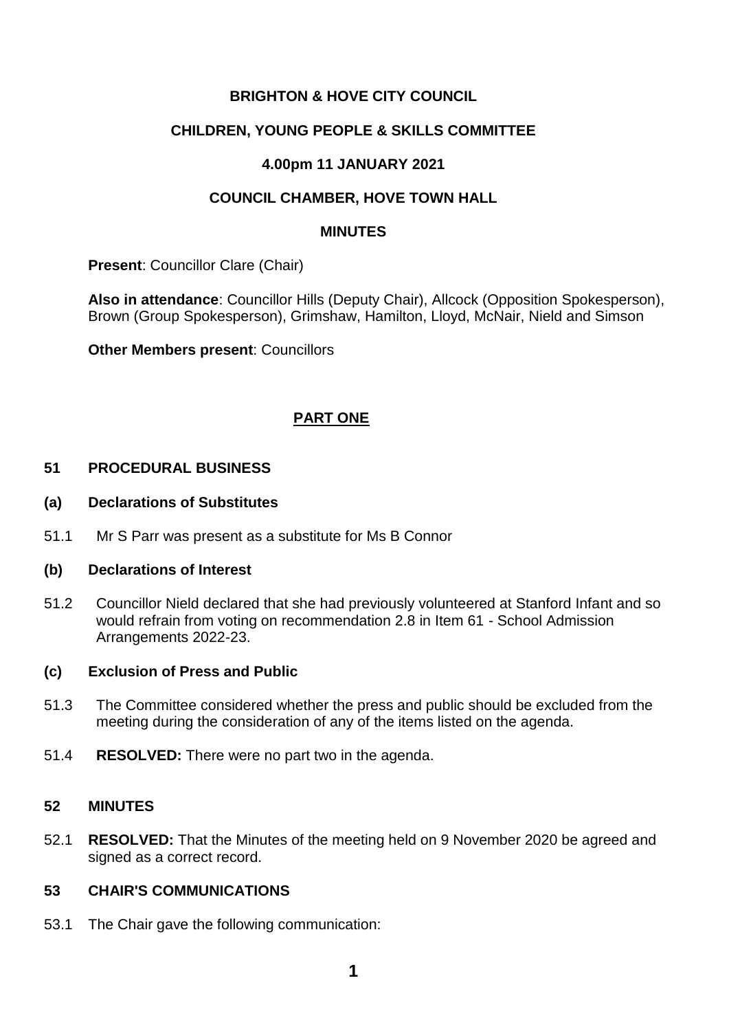**BRIGHTON & HOVE CITY COUNCIL**

**CHILDREN, YOUNG PEOPLE & SKILLS COMMITTEE**

**4.00pm 11 JANUARY 2021**

**COUNCIL CHAMBER, HOVE TOWN HALL**

**MINUTES**

**Present**: Councillor Clare (Chair)

**Also in attendance**: Councillor Hills (Deputy Chair), Allcock (Opposition Spokesperson), Brown (Group Spokesperson), Grimshaw, Hamilton, Lloyd, McNair, Nield and Simson

**Other Members present**: Councillors

**PART ONE**

## 51 PROCEDURAL BUSINESS

### (a) Declarations of Substitutes

51.1 Mr S Parr was present as a substitute for Ms B Connor

### (b) Declarations of Interest

51.2 Councillor Nield declared that she had previously volunteered at Stanford Infant and so would refrain from voting on recommendation 2.8 in Item 61 - School Admission Arrangements 2022-23.

### (c) Exclusion of Press and Public

51.3 The Committee considered whether the press and public should be excluded from the meeting during the consideration of any of the items listed on the agenda.

51.4 **RESOLVED:** There were no part two in the agenda.

## 52 MINUTES

52.1 **RESOLVED:** That the Minutes of the meeting held on 9 November 2020 be agreed and signed as a correct record.

## 53 CHAIR'S COMMUNICATIONS

53.1 The Chair gave the following communication: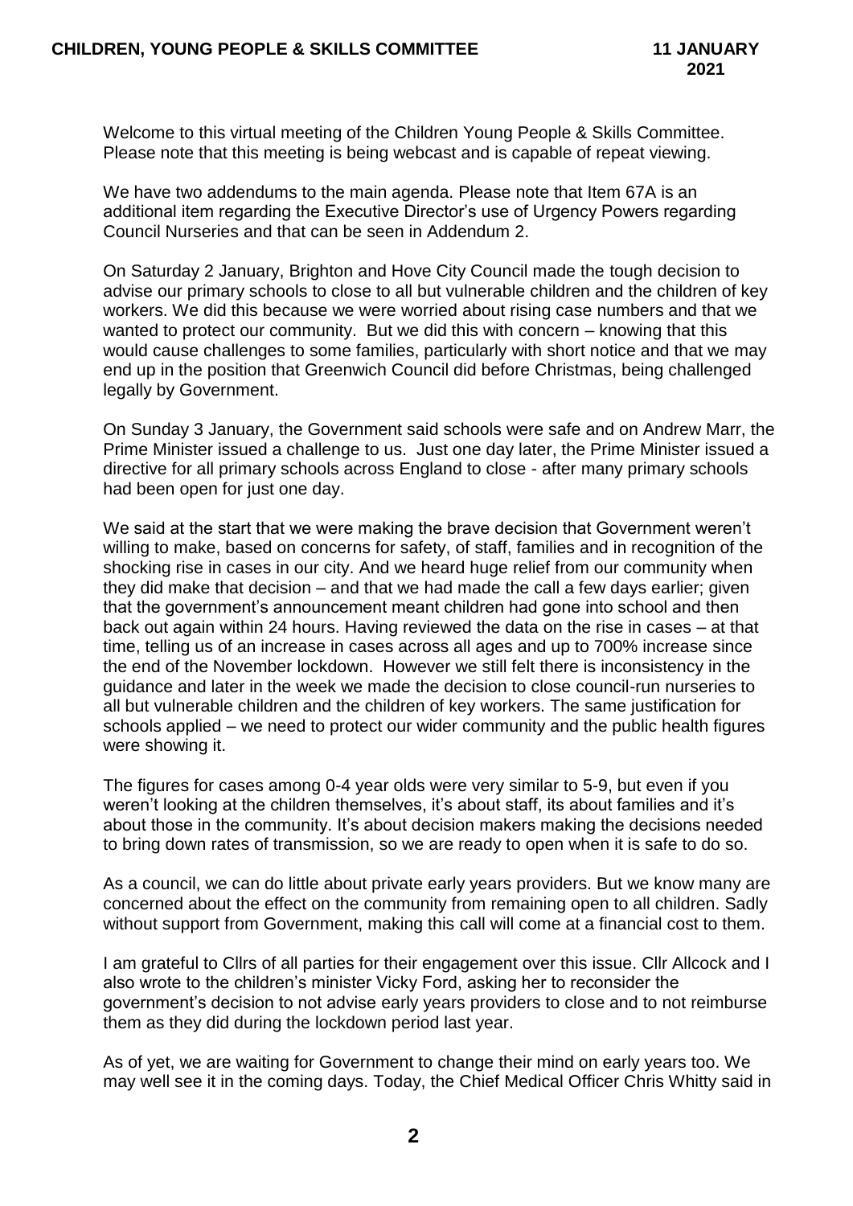Welcome to this virtual meeting of the Children Young People & Skills Committee. Please note that this meeting is being webcast and is capable of repeat viewing.

We have two addendums to the main agenda. Please note that Item 67A is an additional item regarding the Executive Director's use of Urgency Powers regarding Council Nurseries and that can be seen in Addendum 2.

On Saturday 2 January, Brighton and Hove City Council made the tough decision to advise our primary schools to close to all but vulnerable children and the children of key workers. We did this because we were worried about rising case numbers and that we wanted to protect our community. But we did this with concern – knowing that this would cause challenges to some families, particularly with short notice and that we may end up in the position that Greenwich Council did before Christmas, being challenged legally by Government.

On Sunday 3 January, the Government said schools were safe and on Andrew Marr, the Prime Minister issued a challenge to us. Just one day later, the Prime Minister issued a directive for all primary schools across England to close - after many primary schools had been open for just one day.

We said at the start that we were making the brave decision that Government weren't willing to make, based on concerns for safety, of staff, families and in recognition of the shocking rise in cases in our city. And we heard huge relief from our community when they did make that decision – and that we had made the call a few days earlier; given that the government's announcement meant children had gone into school and then back out again within 24 hours. Having reviewed the data on the rise in cases – at that time, telling us of an increase in cases across all ages and up to 700% increase since the end of the November lockdown. However we still felt there is inconsistency in the guidance and later in the week we made the decision to close council-run nurseries to all but vulnerable children and the children of key workers. The same justification for schools applied – we need to protect our wider community and the public health figures were showing it.

The figures for cases among 0-4 year olds were very similar to 5-9, but even if you weren't looking at the children themselves, it's about staff, its about families and it's about those in the community. It's about decision makers making the decisions needed to bring down rates of transmission, so we are ready to open when it is safe to do so.

As a council, we can do little about private early years providers. But we know many are concerned about the effect on the community from remaining open to all children. Sadly without support from Government, making this call will come at a financial cost to them.

I am grateful to Cllrs of all parties for their engagement over this issue. Cllr Allcock and I also wrote to the children's minister Vicky Ford, asking her to reconsider the government's decision to not advise early years providers to close and to not reimburse them as they did during the lockdown period last year.

As of yet, we are waiting for Government to change their mind on early years too. We may well see it in the coming days. Today, the Chief Medical Officer Chris Whitty said in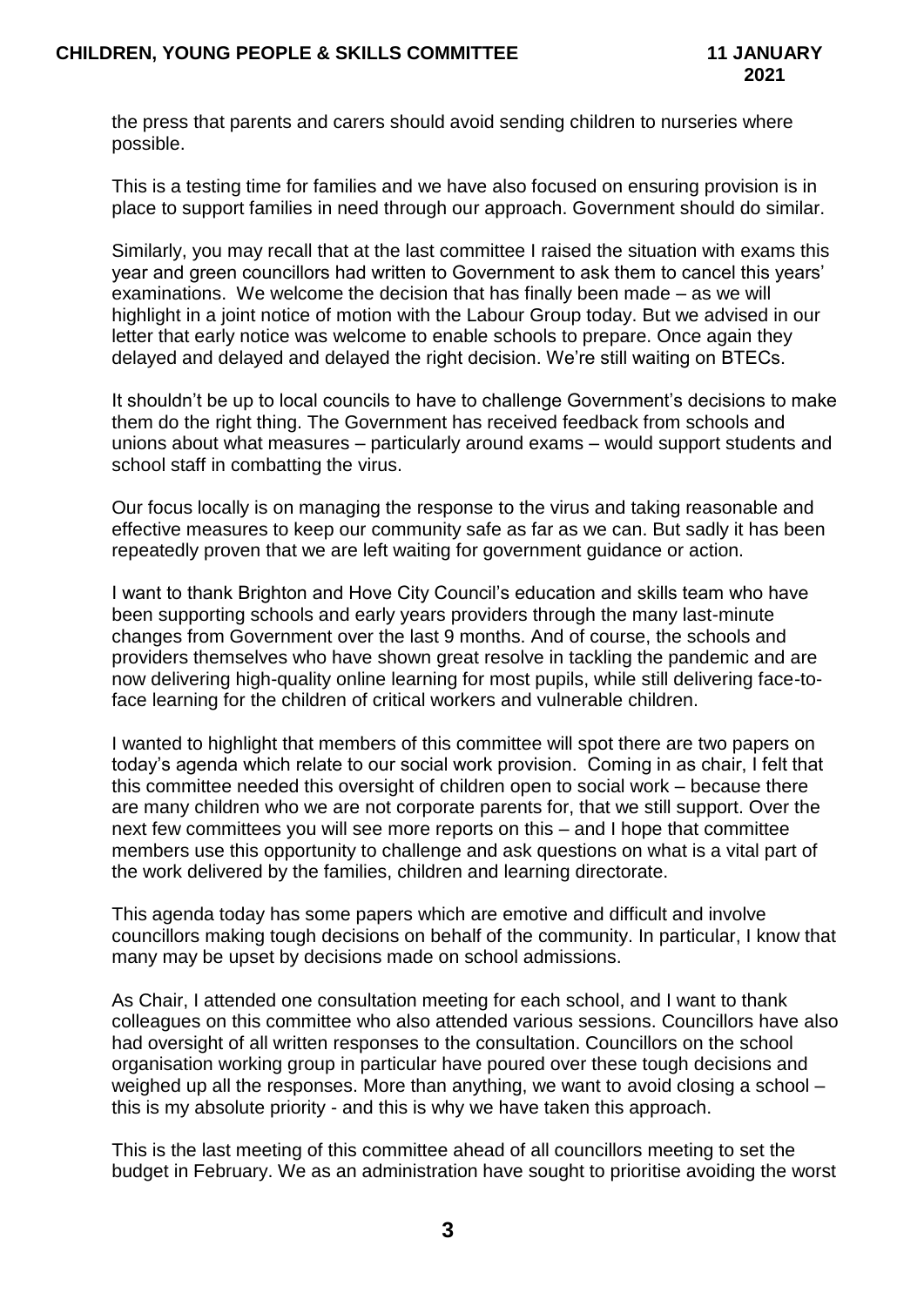the press that parents and carers should avoid sending children to nurseries where possible.

This is a testing time for families and we have also focused on ensuring provision is in place to support families in need through our approach. Government should do similar.

Similarly, you may recall that at the last committee I raised the situation with exams this year and green councillors had written to Government to ask them to cancel this years' examinations. We welcome the decision that has finally been made – as we will highlight in a joint notice of motion with the Labour Group today. But we advised in our letter that early notice was welcome to enable schools to prepare. Once again they delayed and delayed and delayed the right decision. We're still waiting on BTECs.

It shouldn't be up to local councils to have to challenge Government's decisions to make them do the right thing. The Government has received feedback from schools and unions about what measures – particularly around exams – would support students and school staff in combatting the virus.

Our focus locally is on managing the response to the virus and taking reasonable and effective measures to keep our community safe as far as we can. But sadly it has been repeatedly proven that we are left waiting for government guidance or action.

I want to thank Brighton and Hove City Council's education and skills team who have been supporting schools and early years providers through the many last-minute changes from Government over the last 9 months. And of course, the schools and providers themselves who have shown great resolve in tackling the pandemic and are now delivering high-quality online learning for most pupils, while still delivering face-to-face learning for the children of critical workers and vulnerable children.

I wanted to highlight that members of this committee will spot there are two papers on today's agenda which relate to our social work provision. Coming in as chair, I felt that this committee needed this oversight of children open to social work – because there are many children who we are not corporate parents for, that we still support. Over the next few committees you will see more reports on this – and I hope that committee members use this opportunity to challenge and ask questions on what is a vital part of the work delivered by the families, children and learning directorate.

This agenda today has some papers which are emotive and difficult and involve councillors making tough decisions on behalf of the community. In particular, I know that many may be upset by decisions made on school admissions.

As Chair, I attended one consultation meeting for each school, and I want to thank colleagues on this committee who also attended various sessions. Councillors have also had oversight of all written responses to the consultation. Councillors on the school organisation working group in particular have poured over these tough decisions and weighed up all the responses. More than anything, we want to avoid closing a school – this is my absolute priority - and this is why we have taken this approach.

This is the last meeting of this committee ahead of all councillors meeting to set the budget in February. We as an administration have sought to prioritise avoiding the worst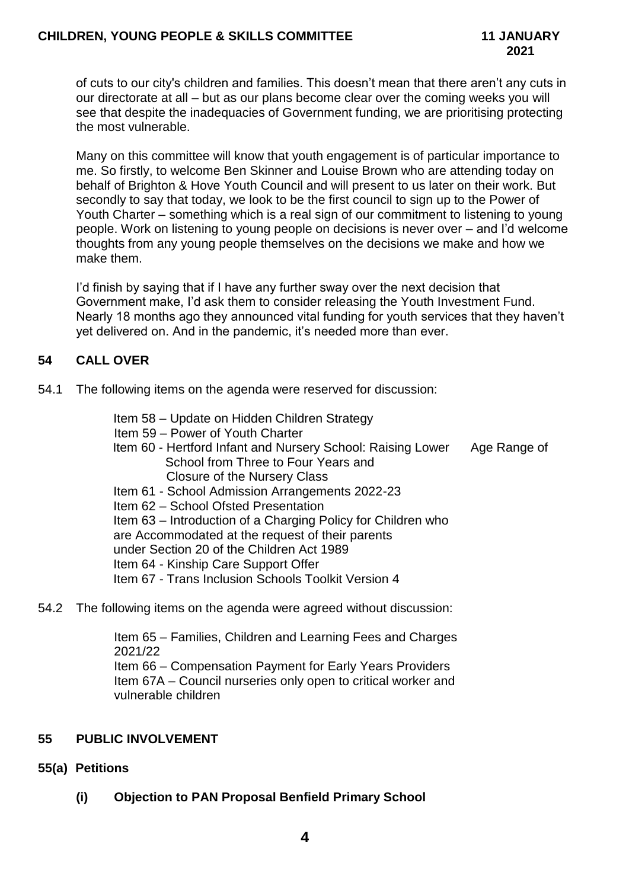of cuts to our city's children and families. This doesn't mean that there aren't any cuts in our directorate at all – but as our plans become clear over the coming weeks you will see that despite the inadequacies of Government funding, we are prioritising protecting the most vulnerable.

Many on this committee will know that youth engagement is of particular importance to me. So firstly, to welcome Ben Skinner and Louise Brown who are attending today on behalf of Brighton & Hove Youth Council and will present to us later on their work. But secondly to say that today, we look to be the first council to sign up to the Power of Youth Charter – something which is a real sign of our commitment to listening to young people. Work on listening to young people on decisions is never over – and I'd welcome thoughts from any young people themselves on the decisions we make and how we make them.

I'd finish by saying that if I have any further sway over the next decision that Government make, I'd ask them to consider releasing the Youth Investment Fund. Nearly 18 months ago they announced vital funding for youth services that they haven't yet delivered on. And in the pandemic, it's needed more than ever.

## 54 CALL OVER

54.1 The following items on the agenda were reserved for discussion:

Item 58 – Update on Hidden Children Strategy
Item 59 – Power of Youth Charter
Item 60 - Hertford Infant and Nursery School: Raising Lower Age Range of School from Three to Four Years and Closure of the Nursery Class
Item 61 - School Admission Arrangements 2022-23
Item 62 – School Ofsted Presentation
Item 63 – Introduction of a Charging Policy for Children who are Accommodated at the request of their parents under Section 20 of the Children Act 1989
Item 64 - Kinship Care Support Offer
Item 67 - Trans Inclusion Schools Toolkit Version 4

54.2 The following items on the agenda were agreed without discussion:

Item 65 – Families, Children and Learning Fees and Charges 2021/22
Item 66 – Compensation Payment for Early Years Providers
Item 67A – Council nurseries only open to critical worker and vulnerable children

## 55 PUBLIC INVOLVEMENT

### 55(a) Petitions

#### (i) Objection to PAN Proposal Benfield Primary School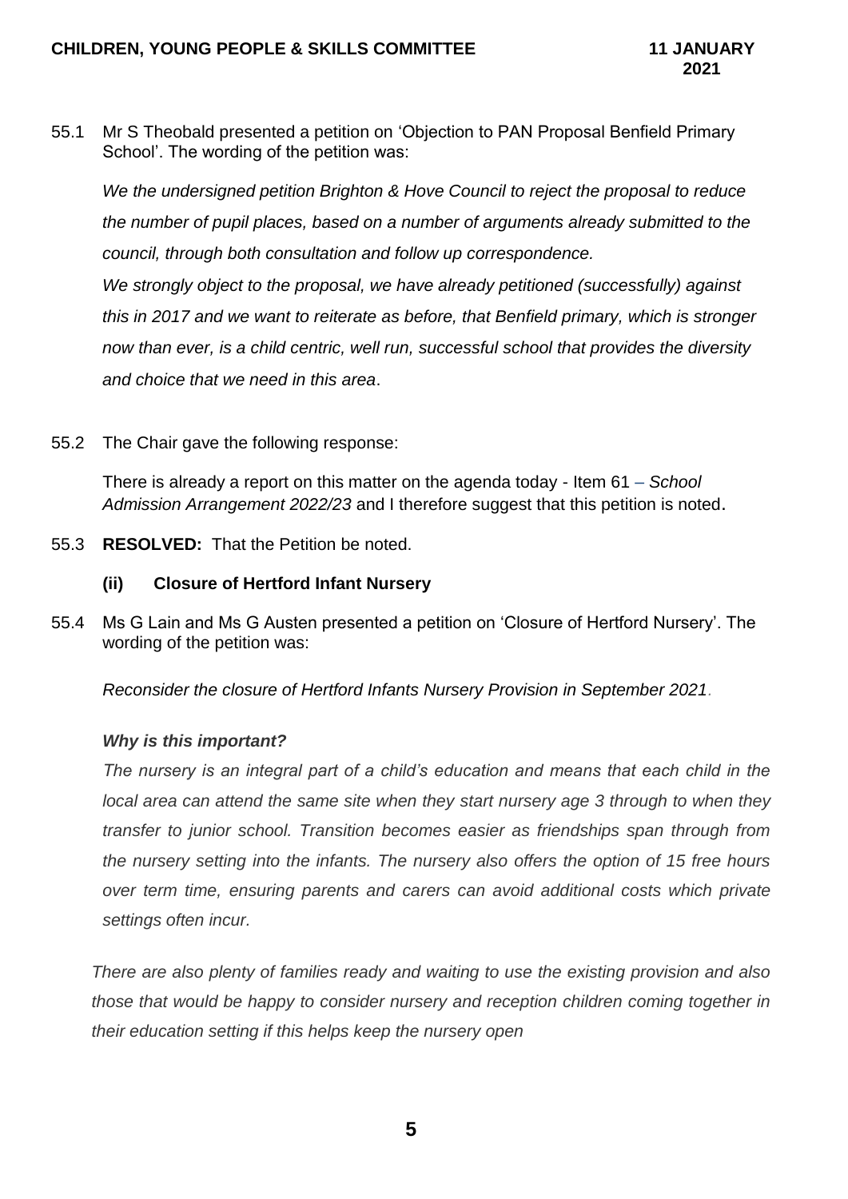55.1 Mr S Theobald presented a petition on 'Objection to PAN Proposal Benfield Primary School'. The wording of the petition was:

*We the undersigned petition Brighton & Hove Council to reject the proposal to reduce the number of pupil places, based on a number of arguments already submitted to the council, through both consultation and follow up correspondence.*

*We strongly object to the proposal, we have already petitioned (successfully) against this in 2017 and we want to reiterate as before, that Benfield primary, which is stronger now than ever, is a child centric, well run, successful school that provides the diversity and choice that we need in this area*.

55.2 The Chair gave the following response:

There is already a report on this matter on the agenda today - Item 61 – *School Admission Arrangement 2022/23* and I therefore suggest that this petition is noted.

55.3 **RESOLVED:** That the Petition be noted.

**(ii) Closure of Hertford Infant Nursery**

55.4 Ms G Lain and Ms G Austen presented a petition on 'Closure of Hertford Nursery'. The wording of the petition was:

*Reconsider the closure of Hertford Infants Nursery Provision in September 2021.*

***Why is this important?***

*The nursery is an integral part of a child's education and means that each child in the local area can attend the same site when they start nursery age 3 through to when they transfer to junior school. Transition becomes easier as friendships span through from the nursery setting into the infants. The nursery also offers the option of 15 free hours over term time, ensuring parents and carers can avoid additional costs which private settings often incur.*

*There are also plenty of families ready and waiting to use the existing provision and also those that would be happy to consider nursery and reception children coming together in their education setting if this helps keep the nursery open*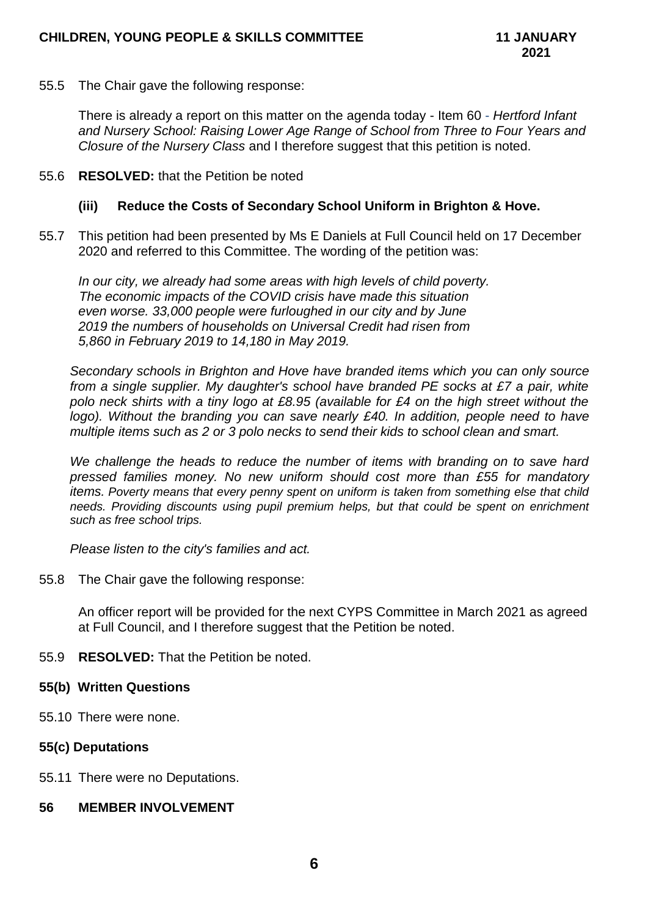55.5 The Chair gave the following response:

There is already a report on this matter on the agenda today - Item 60 - *Hertford Infant and Nursery School: Raising Lower Age Range of School from Three to Four Years and Closure of the Nursery Class* and I therefore suggest that this petition is noted.

55.6 **RESOLVED:** that the Petition be noted

**(iii) Reduce the Costs of Secondary School Uniform in Brighton & Hove.**

55.7 This petition had been presented by Ms E Daniels at Full Council held on 17 December 2020 and referred to this Committee. The wording of the petition was:

*In our city, we already had some areas with high levels of child poverty. The economic impacts of the COVID crisis have made this situation even worse. 33,000 people were furloughed in our city and by June 2019 the numbers of households on Universal Credit had risen from 5,860 in February 2019 to 14,180 in May 2019.*

*Secondary schools in Brighton and Hove have branded items which you can only source from a single supplier. My daughter's school have branded PE socks at £7 a pair, white polo neck shirts with a tiny logo at £8.95 (available for £4 on the high street without the logo). Without the branding you can save nearly £40. In addition, people need to have multiple items such as 2 or 3 polo necks to send their kids to school clean and smart.*

*We challenge the heads to reduce the number of items with branding on to save hard pressed families money. No new uniform should cost more than £55 for mandatory items. Poverty means that every penny spent on uniform is taken from something else that child needs. Providing discounts using pupil premium helps, but that could be spent on enrichment such as free school trips.*

*Please listen to the city's families and act.*

55.8 The Chair gave the following response:

An officer report will be provided for the next CYPS Committee in March 2021 as agreed at Full Council, and I therefore suggest that the Petition be noted.

55.9 **RESOLVED:** That the Petition be noted.

**55(b) Written Questions**

55.10 There were none.

**55(c) Deputations**

55.11 There were no Deputations.

**56 MEMBER INVOLVEMENT**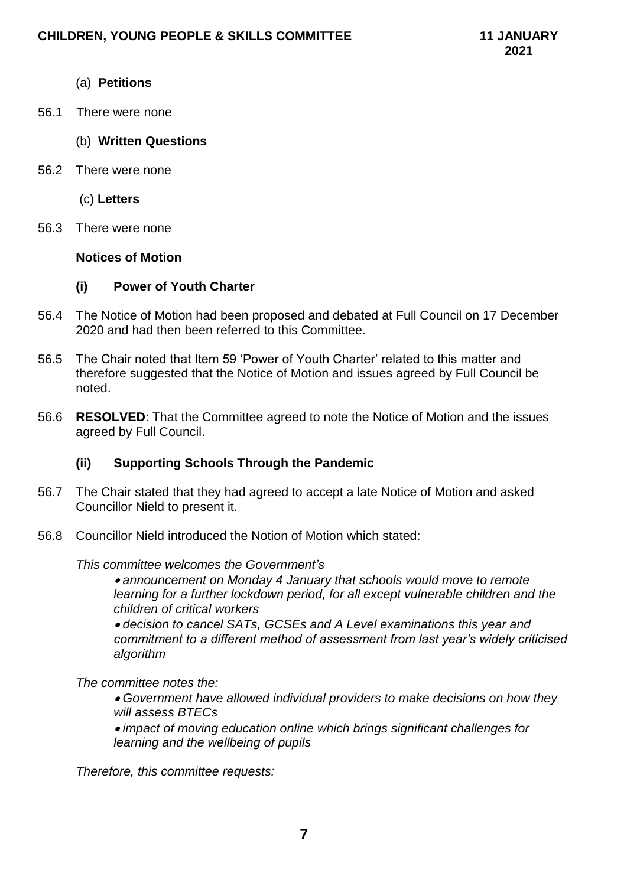(a) **Petitions**

56.1 There were none

(b) **Written Questions**

56.2 There were none

(c) **Letters**

56.3 There were none

**Notices of Motion**

**(i) Power of Youth Charter**

56.4 The Notice of Motion had been proposed and debated at Full Council on 17 December 2020 and had then been referred to this Committee.

56.5 The Chair noted that Item 59 'Power of Youth Charter' related to this matter and therefore suggested that the Notice of Motion and issues agreed by Full Council be noted.

56.6 **RESOLVED**: That the Committee agreed to note the Notice of Motion and the issues agreed by Full Council.

**(ii) Supporting Schools Through the Pandemic**

56.7 The Chair stated that they had agreed to accept a late Notice of Motion and asked Councillor Nield to present it.

56.8 Councillor Nield introduced the Notion of Motion which stated:

*This committee welcomes the Government's*

- *announcement on Monday 4 January that schools would move to remote learning for a further lockdown period, for all except vulnerable children and the children of critical workers*
- *decision to cancel SATs, GCSEs and A Level examinations this year and commitment to a different method of assessment from last year's widely criticised algorithm*

*The committee notes the:*

- *Government have allowed individual providers to make decisions on how they will assess BTECs*
- *impact of moving education online which brings significant challenges for learning and the wellbeing of pupils*

*Therefore, this committee requests:*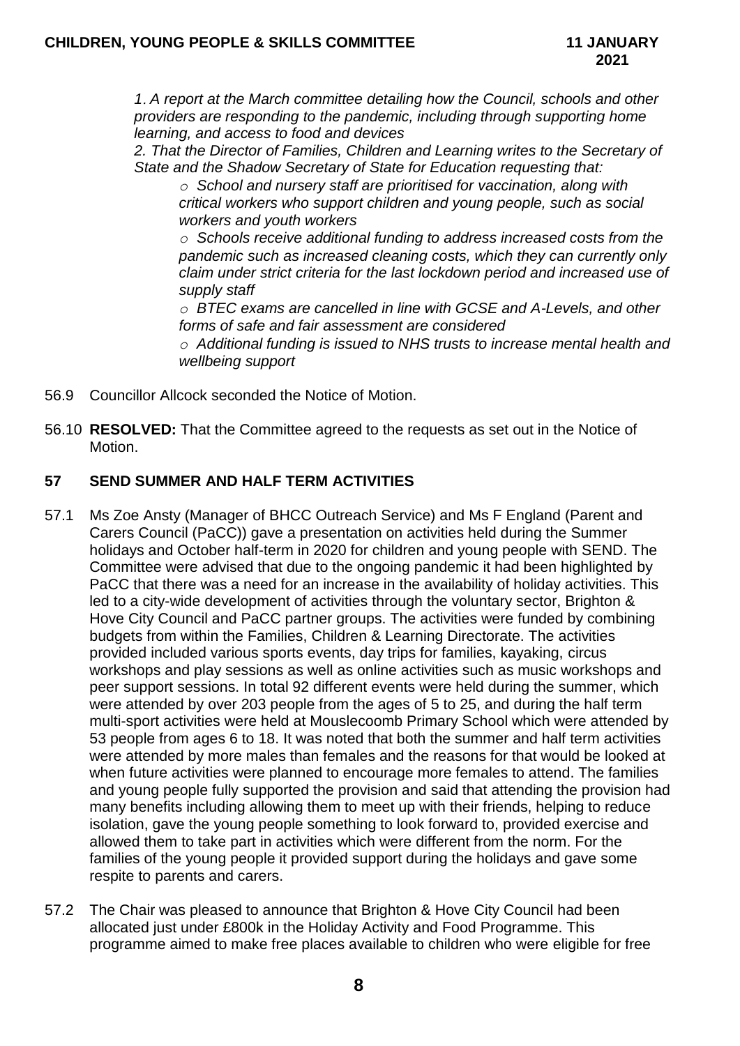*1. A report at the March committee detailing how the Council, schools and other providers are responding to the pandemic, including through supporting home learning, and access to food and devices*

*2. That the Director of Families, Children and Learning writes to the Secretary of State and the Shadow Secretary of State for Education requesting that:*

- *School and nursery staff are prioritised for vaccination, along with critical workers who support children and young people, such as social workers and youth workers*
- *Schools receive additional funding to address increased costs from the pandemic such as increased cleaning costs, which they can currently only claim under strict criteria for the last lockdown period and increased use of supply staff*
- *BTEC exams are cancelled in line with GCSE and A-Levels, and other forms of safe and fair assessment are considered*
- *Additional funding is issued to NHS trusts to increase mental health and wellbeing support*

56.9 Councillor Allcock seconded the Notice of Motion.

56.10 **RESOLVED:** That the Committee agreed to the requests as set out in the Notice of Motion.

## 57 SEND SUMMER AND HALF TERM ACTIVITIES

57.1 Ms Zoe Ansty (Manager of BHCC Outreach Service) and Ms F England (Parent and Carers Council (PaCC)) gave a presentation on activities held during the Summer holidays and October half-term in 2020 for children and young people with SEND. The Committee were advised that due to the ongoing pandemic it had been highlighted by PaCC that there was a need for an increase in the availability of holiday activities. This led to a city-wide development of activities through the voluntary sector, Brighton & Hove City Council and PaCC partner groups. The activities were funded by combining budgets from within the Families, Children & Learning Directorate. The activities provided included various sports events, day trips for families, kayaking, circus workshops and play sessions as well as online activities such as music workshops and peer support sessions. In total 92 different events were held during the summer, which were attended by over 203 people from the ages of 5 to 25, and during the half term multi-sport activities were held at Mouslecoomb Primary School which were attended by 53 people from ages 6 to 18. It was noted that both the summer and half term activities were attended by more males than females and the reasons for that would be looked at when future activities were planned to encourage more females to attend. The families and young people fully supported the provision and said that attending the provision had many benefits including allowing them to meet up with their friends, helping to reduce isolation, gave the young people something to look forward to, provided exercise and allowed them to take part in activities which were different from the norm. For the families of the young people it provided support during the holidays and gave some respite to parents and carers.

57.2 The Chair was pleased to announce that Brighton & Hove City Council had been allocated just under £800k in the Holiday Activity and Food Programme. This programme aimed to make free places available to children who were eligible for free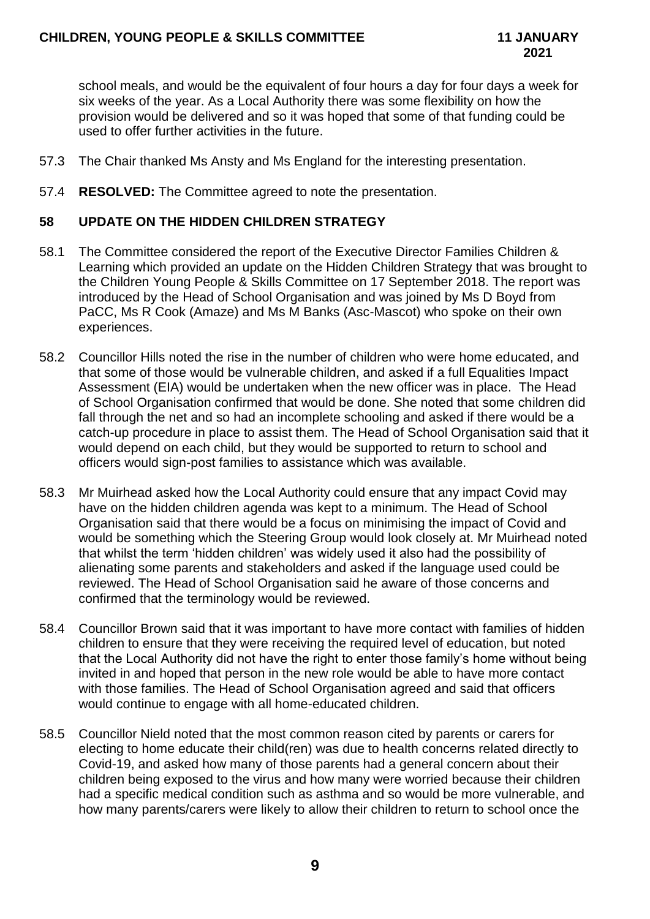school meals, and would be the equivalent of four hours a day for four days a week for six weeks of the year. As a Local Authority there was some flexibility on how the provision would be delivered and so it was hoped that some of that funding could be used to offer further activities in the future.

57.3 The Chair thanked Ms Ansty and Ms England for the interesting presentation.

57.4 **RESOLVED:** The Committee agreed to note the presentation.

## 58 UPDATE ON THE HIDDEN CHILDREN STRATEGY

58.1 The Committee considered the report of the Executive Director Families Children & Learning which provided an update on the Hidden Children Strategy that was brought to the Children Young People & Skills Committee on 17 September 2018. The report was introduced by the Head of School Organisation and was joined by Ms D Boyd from PaCC, Ms R Cook (Amaze) and Ms M Banks (Asc-Mascot) who spoke on their own experiences.

58.2 Councillor Hills noted the rise in the number of children who were home educated, and that some of those would be vulnerable children, and asked if a full Equalities Impact Assessment (EIA) would be undertaken when the new officer was in place. The Head of School Organisation confirmed that would be done. She noted that some children did fall through the net and so had an incomplete schooling and asked if there would be a catch-up procedure in place to assist them. The Head of School Organisation said that it would depend on each child, but they would be supported to return to school and officers would sign-post families to assistance which was available.

58.3 Mr Muirhead asked how the Local Authority could ensure that any impact Covid may have on the hidden children agenda was kept to a minimum. The Head of School Organisation said that there would be a focus on minimising the impact of Covid and would be something which the Steering Group would look closely at. Mr Muirhead noted that whilst the term 'hidden children' was widely used it also had the possibility of alienating some parents and stakeholders and asked if the language used could be reviewed. The Head of School Organisation said he aware of those concerns and confirmed that the terminology would be reviewed.

58.4 Councillor Brown said that it was important to have more contact with families of hidden children to ensure that they were receiving the required level of education, but noted that the Local Authority did not have the right to enter those family's home without being invited in and hoped that person in the new role would be able to have more contact with those families. The Head of School Organisation agreed and said that officers would continue to engage with all home-educated children.

58.5 Councillor Nield noted that the most common reason cited by parents or carers for electing to home educate their child(ren) was due to health concerns related directly to Covid-19, and asked how many of those parents had a general concern about their children being exposed to the virus and how many were worried because their children had a specific medical condition such as asthma and so would be more vulnerable, and how many parents/carers were likely to allow their children to return to school once the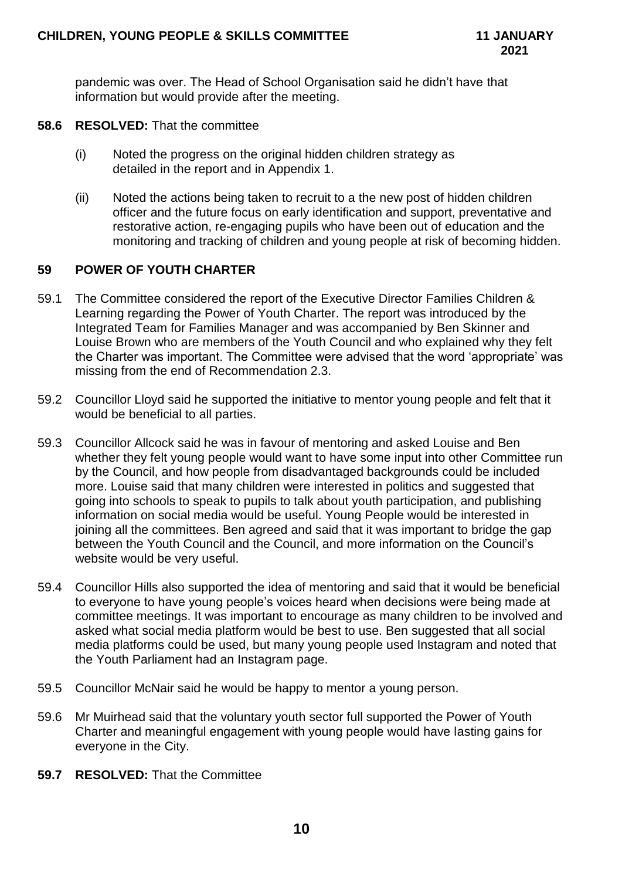pandemic was over. The Head of School Organisation said he didn't have that information but would provide after the meeting.

**58.6 RESOLVED:** That the committee

(i) Noted the progress on the original hidden children strategy as detailed in the report and in Appendix 1.

(ii) Noted the actions being taken to recruit to a the new post of hidden children officer and the future focus on early identification and support, preventative and restorative action, re-engaging pupils who have been out of education and the monitoring and tracking of children and young people at risk of becoming hidden.

## 59 POWER OF YOUTH CHARTER

59.1 The Committee considered the report of the Executive Director Families Children & Learning regarding the Power of Youth Charter. The report was introduced by the Integrated Team for Families Manager and was accompanied by Ben Skinner and Louise Brown who are members of the Youth Council and who explained why they felt the Charter was important. The Committee were advised that the word 'appropriate' was missing from the end of Recommendation 2.3.

59.2 Councillor Lloyd said he supported the initiative to mentor young people and felt that it would be beneficial to all parties.

59.3 Councillor Allcock said he was in favour of mentoring and asked Louise and Ben whether they felt young people would want to have some input into other Committee run by the Council, and how people from disadvantaged backgrounds could be included more. Louise said that many children were interested in politics and suggested that going into schools to speak to pupils to talk about youth participation, and publishing information on social media would be useful. Young People would be interested in joining all the committees. Ben agreed and said that it was important to bridge the gap between the Youth Council and the Council, and more information on the Council's website would be very useful.

59.4 Councillor Hills also supported the idea of mentoring and said that it would be beneficial to everyone to have young people's voices heard when decisions were being made at committee meetings. It was important to encourage as many children to be involved and asked what social media platform would be best to use. Ben suggested that all social media platforms could be used, but many young people used Instagram and noted that the Youth Parliament had an Instagram page.

59.5 Councillor McNair said he would be happy to mentor a young person.

59.6 Mr Muirhead said that the voluntary youth sector full supported the Power of Youth Charter and meaningful engagement with young people would have lasting gains for everyone in the City.

**59.7 RESOLVED:** That the Committee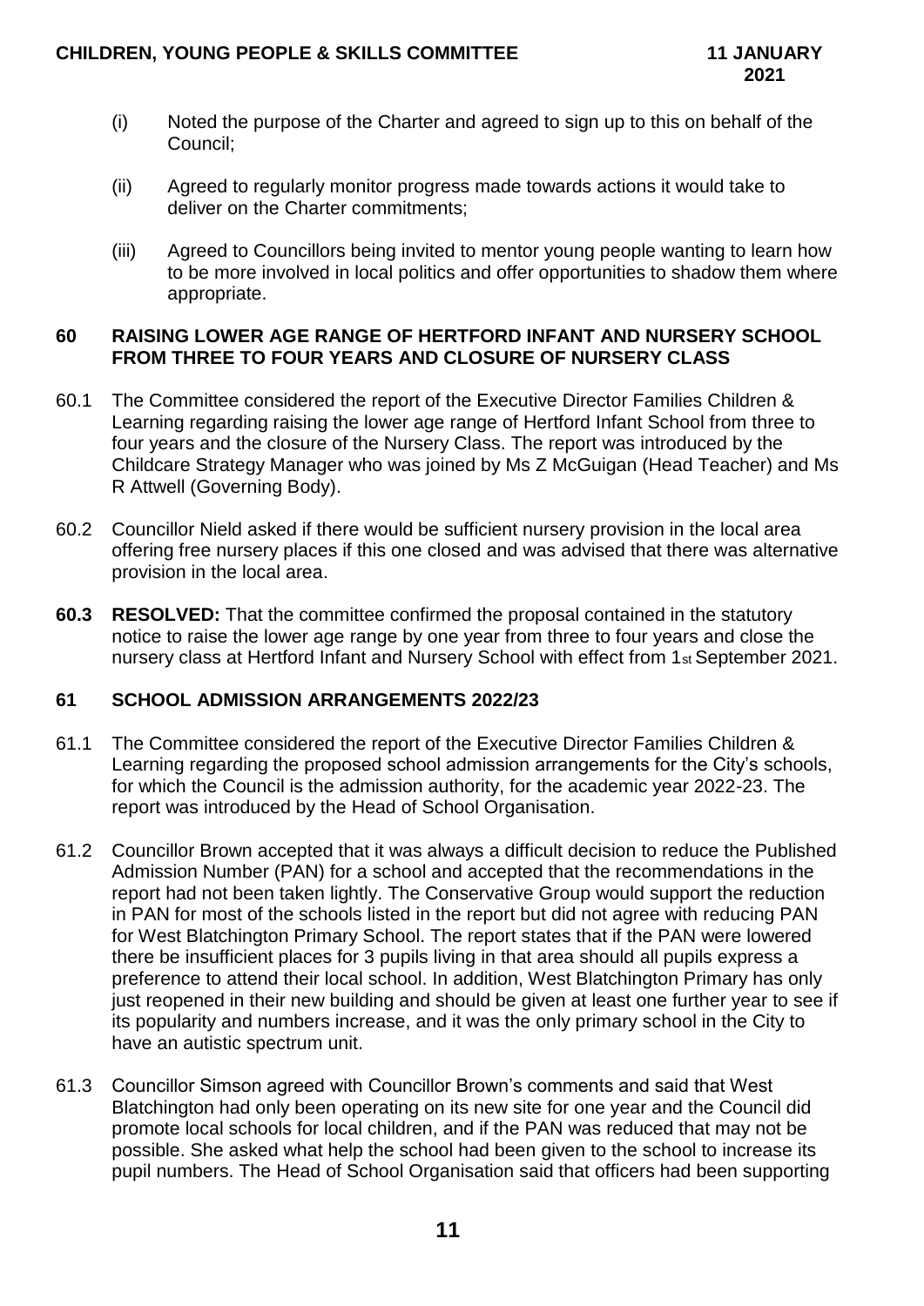(i) Noted the purpose of the Charter and agreed to sign up to this on behalf of the Council;

(ii) Agreed to regularly monitor progress made towards actions it would take to deliver on the Charter commitments;

(iii) Agreed to Councillors being invited to mentor young people wanting to learn how to be more involved in local politics and offer opportunities to shadow them where appropriate.

## 60 RAISING LOWER AGE RANGE OF HERTFORD INFANT AND NURSERY SCHOOL FROM THREE TO FOUR YEARS AND CLOSURE OF NURSERY CLASS

60.1 The Committee considered the report of the Executive Director Families Children & Learning regarding raising the lower age range of Hertford Infant School from three to four years and the closure of the Nursery Class. The report was introduced by the Childcare Strategy Manager who was joined by Ms Z McGuigan (Head Teacher) and Ms R Attwell (Governing Body).

60.2 Councillor Nield asked if there would be sufficient nursery provision in the local area offering free nursery places if this one closed and was advised that there was alternative provision in the local area.

**60.3 RESOLVED:** That the committee confirmed the proposal contained in the statutory notice to raise the lower age range by one year from three to four years and close the nursery class at Hertford Infant and Nursery School with effect from 1st September 2021.

## 61 SCHOOL ADMISSION ARRANGEMENTS 2022/23

61.1 The Committee considered the report of the Executive Director Families Children & Learning regarding the proposed school admission arrangements for the City's schools, for which the Council is the admission authority, for the academic year 2022-23. The report was introduced by the Head of School Organisation.

61.2 Councillor Brown accepted that it was always a difficult decision to reduce the Published Admission Number (PAN) for a school and accepted that the recommendations in the report had not been taken lightly. The Conservative Group would support the reduction in PAN for most of the schools listed in the report but did not agree with reducing PAN for West Blatchington Primary School. The report states that if the PAN were lowered there be insufficient places for 3 pupils living in that area should all pupils express a preference to attend their local school. In addition, West Blatchington Primary has only just reopened in their new building and should be given at least one further year to see if its popularity and numbers increase, and it was the only primary school in the City to have an autistic spectrum unit.

61.3 Councillor Simson agreed with Councillor Brown's comments and said that West Blatchington had only been operating on its new site for one year and the Council did promote local schools for local children, and if the PAN was reduced that may not be possible. She asked what help the school had been given to the school to increase its pupil numbers. The Head of School Organisation said that officers had been supporting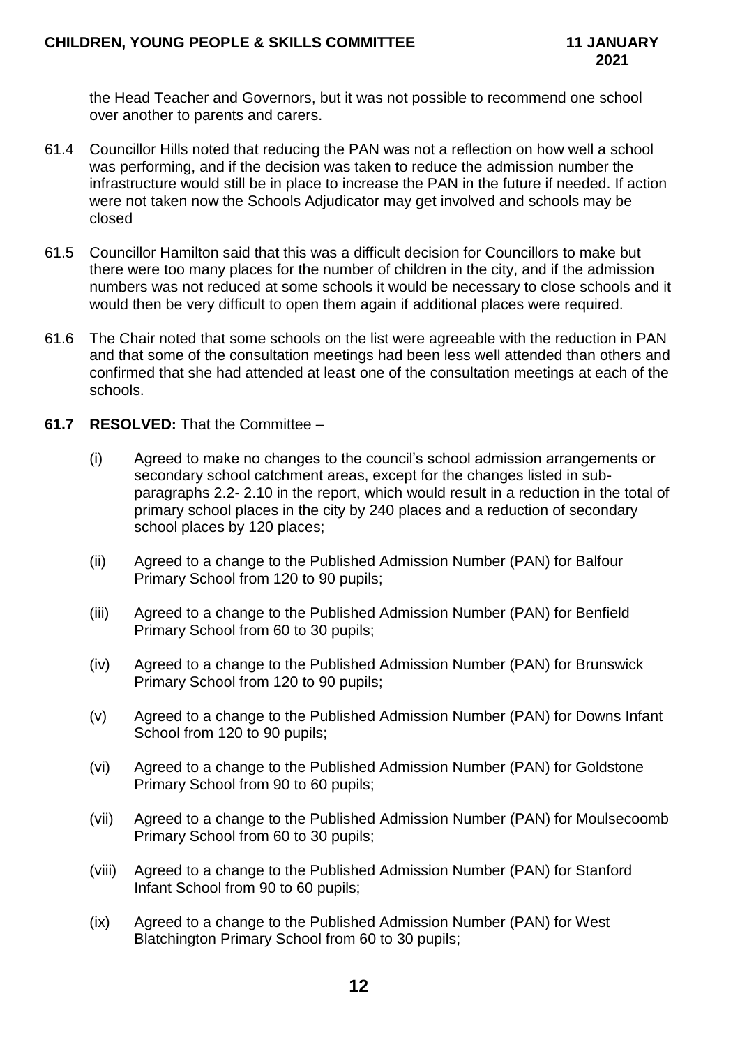the Head Teacher and Governors, but it was not possible to recommend one school over another to parents and carers.

61.4 Councillor Hills noted that reducing the PAN was not a reflection on how well a school was performing, and if the decision was taken to reduce the admission number the infrastructure would still be in place to increase the PAN in the future if needed. If action were not taken now the Schools Adjudicator may get involved and schools may be closed

61.5 Councillor Hamilton said that this was a difficult decision for Councillors to make but there were too many places for the number of children in the city, and if the admission numbers was not reduced at some schools it would be necessary to close schools and it would then be very difficult to open them again if additional places were required.

61.6 The Chair noted that some schools on the list were agreeable with the reduction in PAN and that some of the consultation meetings had been less well attended than others and confirmed that she had attended at least one of the consultation meetings at each of the schools.

**61.7 RESOLVED:** That the Committee –

(i) Agreed to make no changes to the council's school admission arrangements or secondary school catchment areas, except for the changes listed in sub-paragraphs 2.2- 2.10 in the report, which would result in a reduction in the total of primary school places in the city by 240 places and a reduction of secondary school places by 120 places;

(ii) Agreed to a change to the Published Admission Number (PAN) for Balfour Primary School from 120 to 90 pupils;

(iii) Agreed to a change to the Published Admission Number (PAN) for Benfield Primary School from 60 to 30 pupils;

(iv) Agreed to a change to the Published Admission Number (PAN) for Brunswick Primary School from 120 to 90 pupils;

(v) Agreed to a change to the Published Admission Number (PAN) for Downs Infant School from 120 to 90 pupils;

(vi) Agreed to a change to the Published Admission Number (PAN) for Goldstone Primary School from 90 to 60 pupils;

(vii) Agreed to a change to the Published Admission Number (PAN) for Moulsecoomb Primary School from 60 to 30 pupils;

(viii) Agreed to a change to the Published Admission Number (PAN) for Stanford Infant School from 90 to 60 pupils;

(ix) Agreed to a change to the Published Admission Number (PAN) for West Blatchington Primary School from 60 to 30 pupils;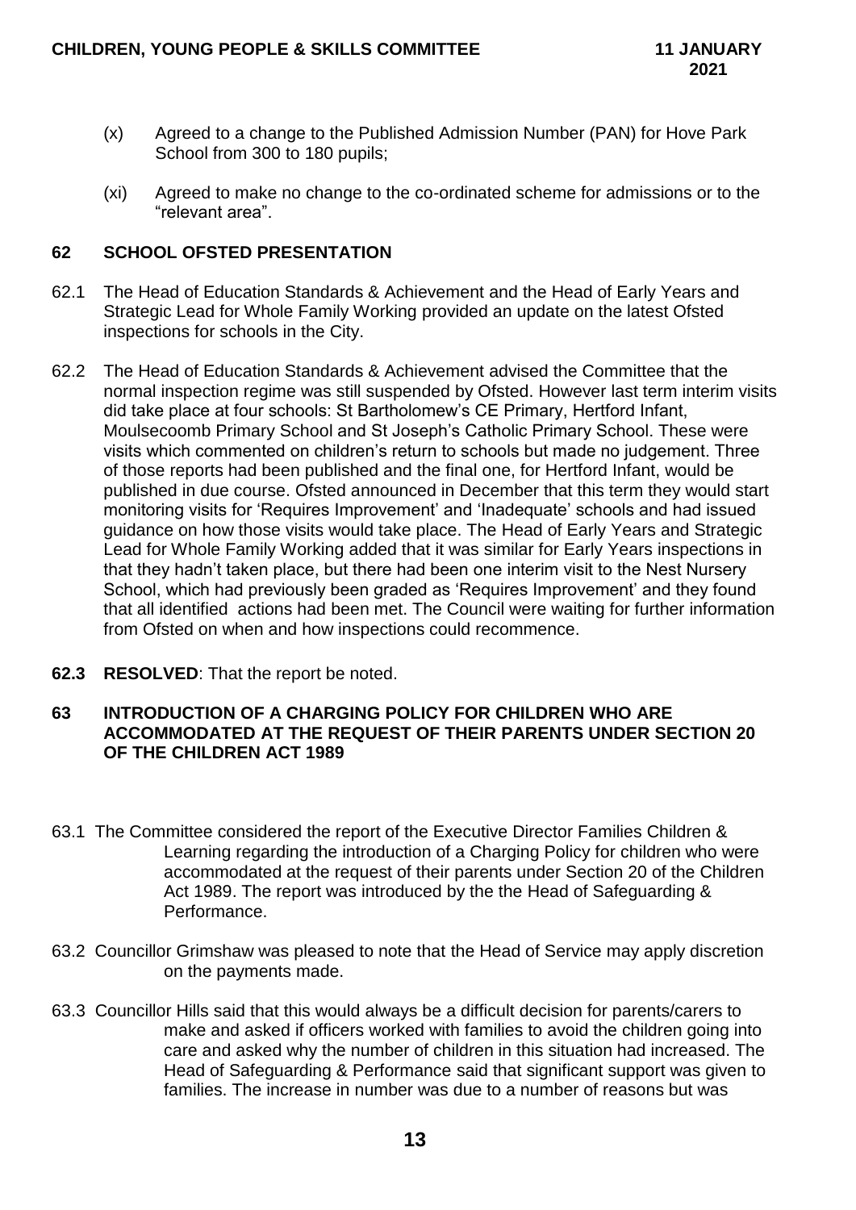(x) Agreed to a change to the Published Admission Number (PAN) for Hove Park School from 300 to 180 pupils;

(xi) Agreed to make no change to the co-ordinated scheme for admissions or to the "relevant area".

## 62 SCHOOL OFSTED PRESENTATION

62.1 The Head of Education Standards & Achievement and the Head of Early Years and Strategic Lead for Whole Family Working provided an update on the latest Ofsted inspections for schools in the City.

62.2 The Head of Education Standards & Achievement advised the Committee that the normal inspection regime was still suspended by Ofsted. However last term interim visits did take place at four schools: St Bartholomew's CE Primary, Hertford Infant, Moulsecoomb Primary School and St Joseph's Catholic Primary School. These were visits which commented on children's return to schools but made no judgement. Three of those reports had been published and the final one, for Hertford Infant, would be published in due course. Ofsted announced in December that this term they would start monitoring visits for 'Requires Improvement' and 'Inadequate' schools and had issued guidance on how those visits would take place. The Head of Early Years and Strategic Lead for Whole Family Working added that it was similar for Early Years inspections in that they hadn't taken place, but there had been one interim visit to the Nest Nursery School, which had previously been graded as 'Requires Improvement' and they found that all identified actions had been met. The Council were waiting for further information from Ofsted on when and how inspections could recommence.

**62.3 RESOLVED**: That the report be noted.

## 63 INTRODUCTION OF A CHARGING POLICY FOR CHILDREN WHO ARE ACCOMMODATED AT THE REQUEST OF THEIR PARENTS UNDER SECTION 20 OF THE CHILDREN ACT 1989

63.1 The Committee considered the report of the Executive Director Families Children & Learning regarding the introduction of a Charging Policy for children who were accommodated at the request of their parents under Section 20 of the Children Act 1989. The report was introduced by the the Head of Safeguarding & Performance.

63.2 Councillor Grimshaw was pleased to note that the Head of Service may apply discretion on the payments made.

63.3 Councillor Hills said that this would always be a difficult decision for parents/carers to make and asked if officers worked with families to avoid the children going into care and asked why the number of children in this situation had increased. The Head of Safeguarding & Performance said that significant support was given to families. The increase in number was due to a number of reasons but was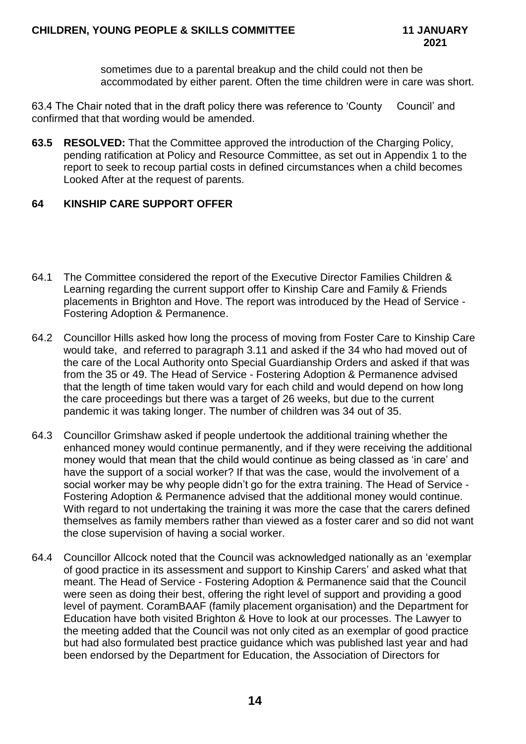sometimes due to a parental breakup and the child could not then be accommodated by either parent. Often the time children were in care was short.

63.4 The Chair noted that in the draft policy there was reference to 'County Council' and confirmed that that wording would be amended.

**63.5 RESOLVED:** That the Committee approved the introduction of the Charging Policy, pending ratification at Policy and Resource Committee, as set out in Appendix 1 to the report to seek to recoup partial costs in defined circumstances when a child becomes Looked After at the request of parents.

## 64 KINSHIP CARE SUPPORT OFFER

64.1 The Committee considered the report of the Executive Director Families Children & Learning regarding the current support offer to Kinship Care and Family & Friends placements in Brighton and Hove. The report was introduced by the Head of Service - Fostering Adoption & Permanence.

64.2 Councillor Hills asked how long the process of moving from Foster Care to Kinship Care would take, and referred to paragraph 3.11 and asked if the 34 who had moved out of the care of the Local Authority onto Special Guardianship Orders and asked if that was from the 35 or 49. The Head of Service - Fostering Adoption & Permanence advised that the length of time taken would vary for each child and would depend on how long the care proceedings but there was a target of 26 weeks, but due to the current pandemic it was taking longer. The number of children was 34 out of 35.

64.3 Councillor Grimshaw asked if people undertook the additional training whether the enhanced money would continue permanently, and if they were receiving the additional money would that mean that the child would continue as being classed as 'in care' and have the support of a social worker? If that was the case, would the involvement of a social worker may be why people didn't go for the extra training. The Head of Service - Fostering Adoption & Permanence advised that the additional money would continue. With regard to not undertaking the training it was more the case that the carers defined themselves as family members rather than viewed as a foster carer and so did not want the close supervision of having a social worker.

64.4 Councillor Allcock noted that the Council was acknowledged nationally as an 'exemplar of good practice in its assessment and support to Kinship Carers' and asked what that meant. The Head of Service - Fostering Adoption & Permanence said that the Council were seen as doing their best, offering the right level of support and providing a good level of payment. CoramBAAF (family placement organisation) and the Department for Education have both visited Brighton & Hove to look at our processes. The Lawyer to the meeting added that the Council was not only cited as an exemplar of good practice but had also formulated best practice guidance which was published last year and had been endorsed by the Department for Education, the Association of Directors for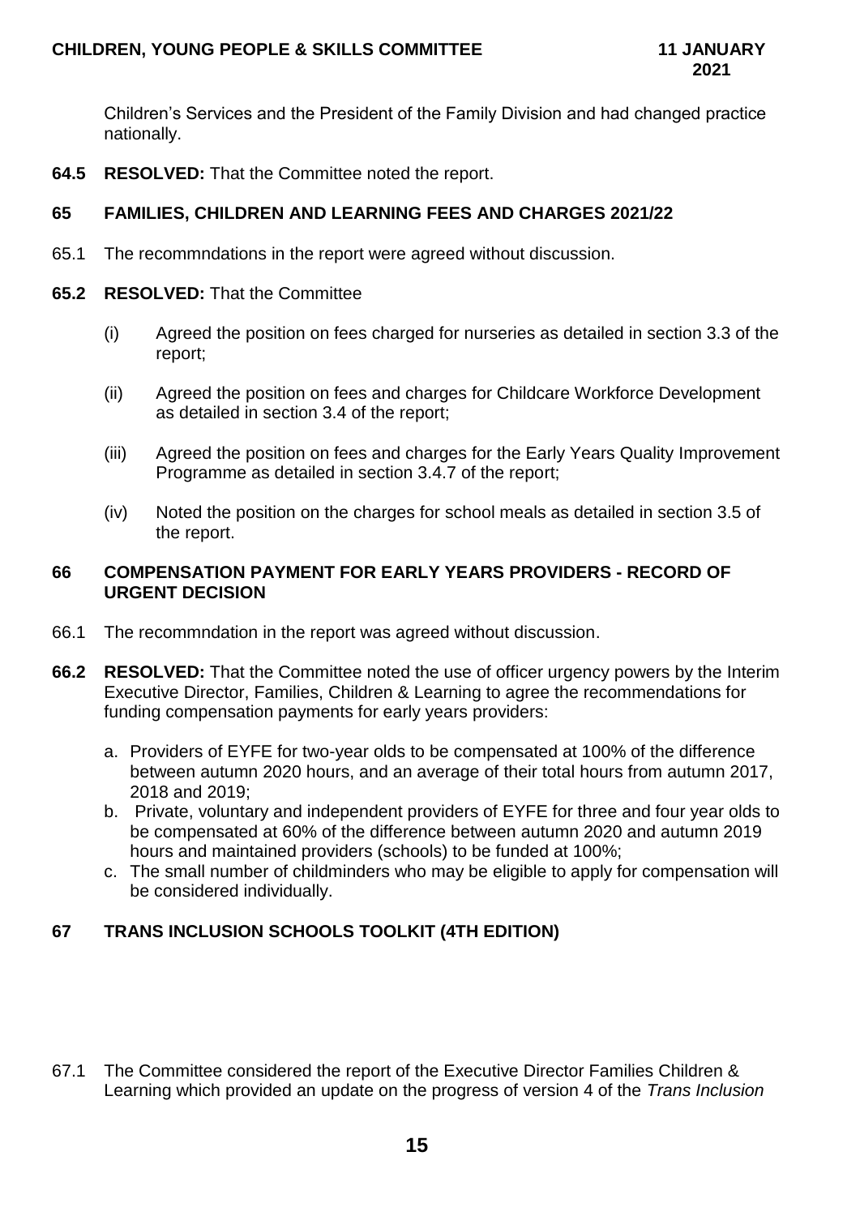Children's Services and the President of the Family Division and had changed practice nationally.

**64.5 RESOLVED:** That the Committee noted the report.

## 65 FAMILIES, CHILDREN AND LEARNING FEES AND CHARGES 2021/22

65.1 The recommndations in the report were agreed without discussion.

**65.2 RESOLVED:** That the Committee

(i) Agreed the position on fees charged for nurseries as detailed in section 3.3 of the report;

(ii) Agreed the position on fees and charges for Childcare Workforce Development as detailed in section 3.4 of the report;

(iii) Agreed the position on fees and charges for the Early Years Quality Improvement Programme as detailed in section 3.4.7 of the report;

(iv) Noted the position on the charges for school meals as detailed in section 3.5 of the report.

## 66 COMPENSATION PAYMENT FOR EARLY YEARS PROVIDERS - RECORD OF URGENT DECISION

66.1 The recommndation in the report was agreed without discussion.

**66.2 RESOLVED:** That the Committee noted the use of officer urgency powers by the Interim Executive Director, Families, Children & Learning to agree the recommendations for funding compensation payments for early years providers:

a. Providers of EYFE for two-year olds to be compensated at 100% of the difference between autumn 2020 hours, and an average of their total hours from autumn 2017, 2018 and 2019;

b. Private, voluntary and independent providers of EYFE for three and four year olds to be compensated at 60% of the difference between autumn 2020 and autumn 2019 hours and maintained providers (schools) to be funded at 100%;

c. The small number of childminders who may be eligible to apply for compensation will be considered individually.

## 67 TRANS INCLUSION SCHOOLS TOOLKIT (4TH EDITION)

67.1 The Committee considered the report of the Executive Director Families Children & Learning which provided an update on the progress of version 4 of the *Trans Inclusion*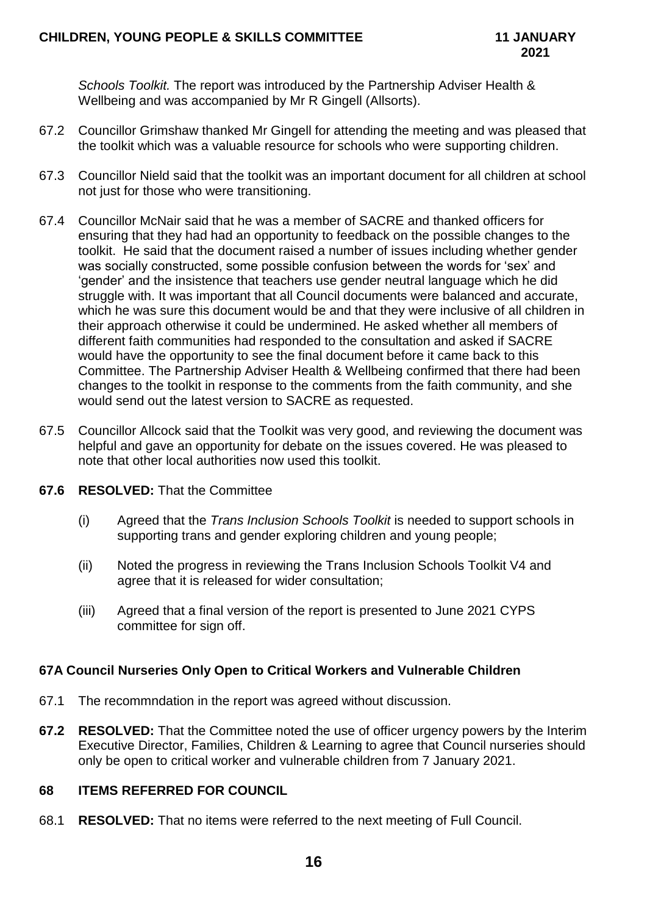*Schools Toolkit.* The report was introduced by the Partnership Adviser Health & Wellbeing and was accompanied by Mr R Gingell (Allsorts).

67.2 Councillor Grimshaw thanked Mr Gingell for attending the meeting and was pleased that the toolkit which was a valuable resource for schools who were supporting children.

67.3 Councillor Nield said that the toolkit was an important document for all children at school not just for those who were transitioning.

67.4 Councillor McNair said that he was a member of SACRE and thanked officers for ensuring that they had had an opportunity to feedback on the possible changes to the toolkit. He said that the document raised a number of issues including whether gender was socially constructed, some possible confusion between the words for 'sex' and 'gender' and the insistence that teachers use gender neutral language which he did struggle with. It was important that all Council documents were balanced and accurate, which he was sure this document would be and that they were inclusive of all children in their approach otherwise it could be undermined. He asked whether all members of different faith communities had responded to the consultation and asked if SACRE would have the opportunity to see the final document before it came back to this Committee. The Partnership Adviser Health & Wellbeing confirmed that there had been changes to the toolkit in response to the comments from the faith community, and she would send out the latest version to SACRE as requested.

67.5 Councillor Allcock said that the Toolkit was very good, and reviewing the document was helpful and gave an opportunity for debate on the issues covered. He was pleased to note that other local authorities now used this toolkit.

**67.6 RESOLVED:** That the Committee

(i) Agreed that the *Trans Inclusion Schools Toolkit* is needed to support schools in supporting trans and gender exploring children and young people;

(ii) Noted the progress in reviewing the Trans Inclusion Schools Toolkit V4 and agree that it is released for wider consultation;

(iii) Agreed that a final version of the report is presented to June 2021 CYPS committee for sign off.

### 67A Council Nurseries Only Open to Critical Workers and Vulnerable Children

67.1 The recommndation in the report was agreed without discussion.

**67.2 RESOLVED:** That the Committee noted the use of officer urgency powers by the Interim Executive Director, Families, Children & Learning to agree that Council nurseries should only be open to critical worker and vulnerable children from 7 January 2021.

### 68 ITEMS REFERRED FOR COUNCIL

68.1 **RESOLVED:** That no items were referred to the next meeting of Full Council.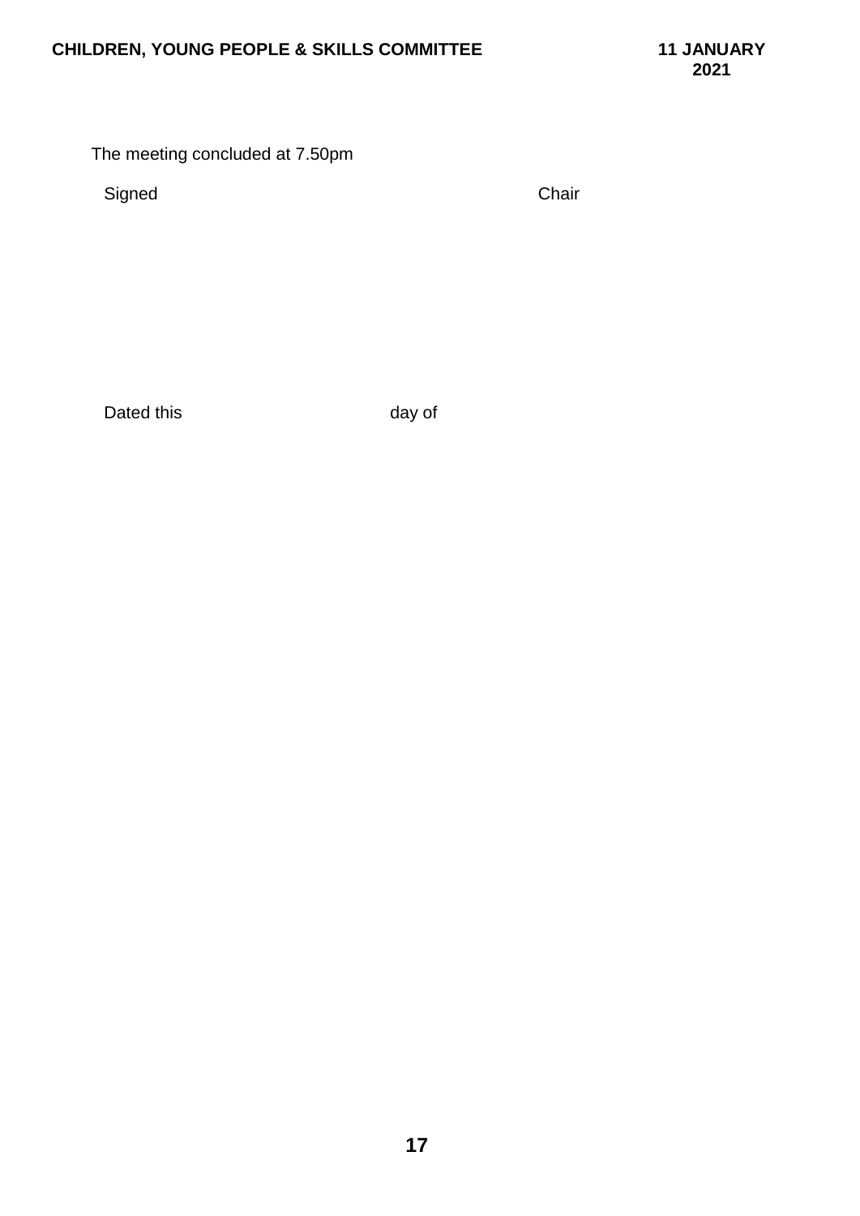The meeting concluded at 7.50pm

Signed Chair

Dated this day of